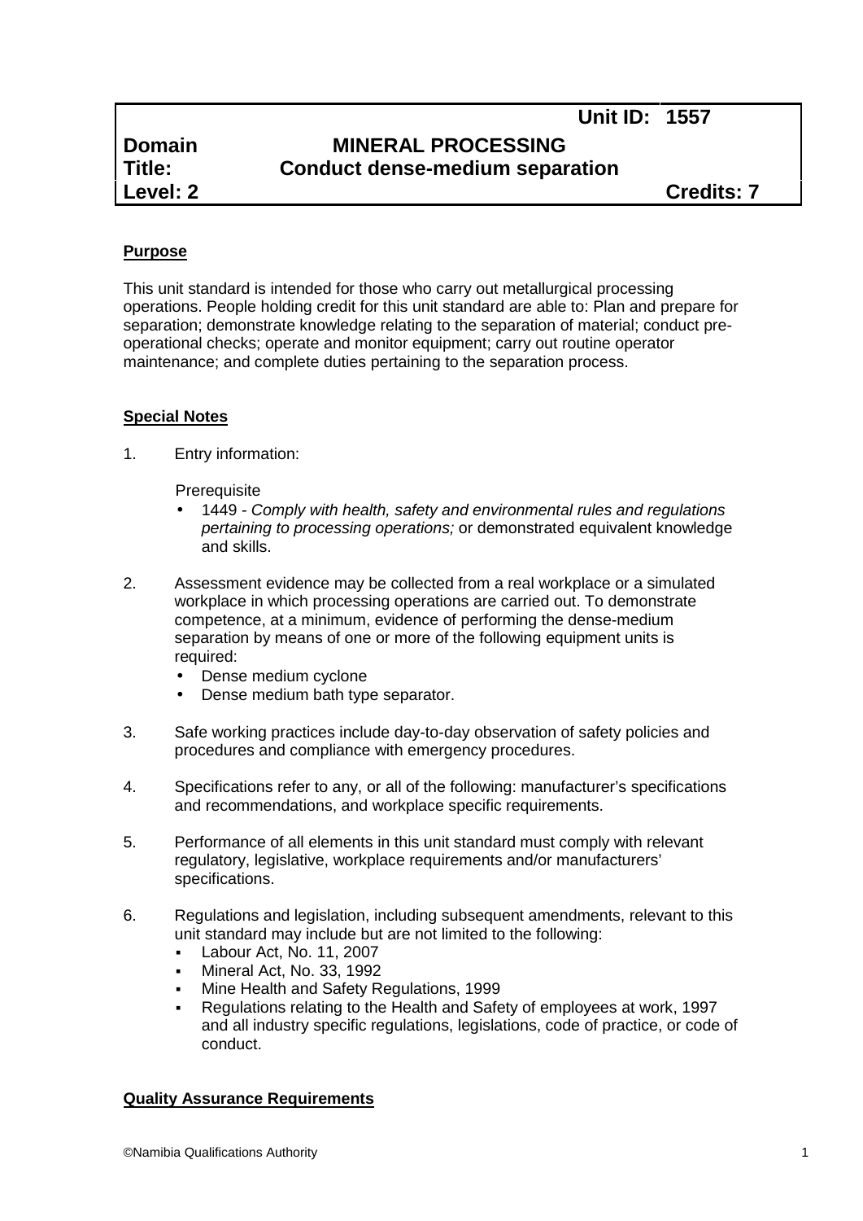| | | Unit ID: 1557 |
|---|---|---|
| **Domain** | **MINERAL PROCESSING** | |
| **Title:** | **Conduct dense-medium separation** | |
| **Level: 2** | | **Credits: 7** |

**Purpose**

This unit standard is intended for those who carry out metallurgical processing operations. People holding credit for this unit standard are able to: Plan and prepare for separation; demonstrate knowledge relating to the separation of material; conduct pre-operational checks; operate and monitor equipment; carry out routine operator maintenance; and complete duties pertaining to the separation process.

**Special Notes**

1. Entry information:

   Prerequisite
   - 1449 - *Comply with health, safety and environmental rules and regulations pertaining to processing operations;* or demonstrated equivalent knowledge and skills.

2. Assessment evidence may be collected from a real workplace or a simulated workplace in which processing operations are carried out. To demonstrate competence, at a minimum, evidence of performing the dense-medium separation by means of one or more of the following equipment units is required:
   - Dense medium cyclone
   - Dense medium bath type separator.

3. Safe working practices include day-to-day observation of safety policies and procedures and compliance with emergency procedures.

4. Specifications refer to any, or all of the following: manufacturer's specifications and recommendations, and workplace specific requirements.

5. Performance of all elements in this unit standard must comply with relevant regulatory, legislative, workplace requirements and/or manufacturers' specifications.

6. Regulations and legislation, including subsequent amendments, relevant to this unit standard may include but are not limited to the following:
   - Labour Act, No. 11, 2007
   - Mineral Act, No. 33, 1992
   - Mine Health and Safety Regulations, 1999
   - Regulations relating to the Health and Safety of employees at work, 1997 and all industry specific regulations, legislations, code of practice, or code of conduct.

**Quality Assurance Requirements**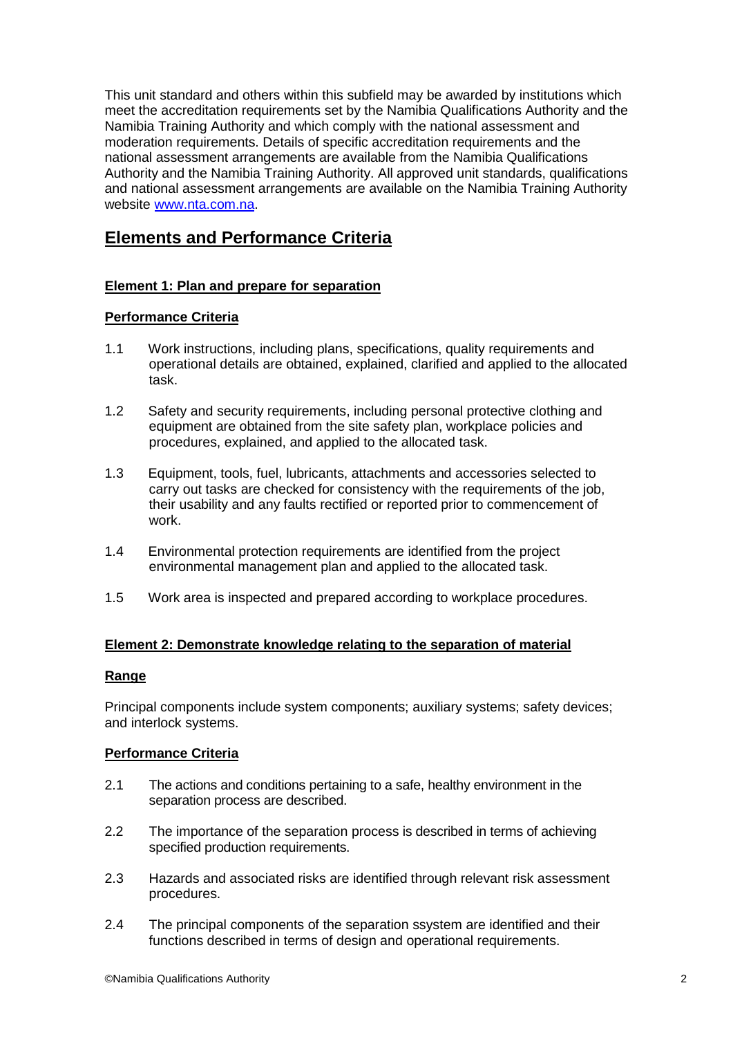This unit standard and others within this subfield may be awarded by institutions which meet the accreditation requirements set by the Namibia Qualifications Authority and the Namibia Training Authority and which comply with the national assessment and moderation requirements. Details of specific accreditation requirements and the national assessment arrangements are available from the Namibia Qualifications Authority and the Namibia Training Authority. All approved unit standards, qualifications and national assessment arrangements are available on the Namibia Training Authority website [www.nta.com.na](http://www.nta.com.na).

## Elements and Performance Criteria

### Element 1: Plan and prepare for separation

#### Performance Criteria

1.1 Work instructions, including plans, specifications, quality requirements and operational details are obtained, explained, clarified and applied to the allocated task.

1.2 Safety and security requirements, including personal protective clothing and equipment are obtained from the site safety plan, workplace policies and procedures, explained, and applied to the allocated task.

1.3 Equipment, tools, fuel, lubricants, attachments and accessories selected to carry out tasks are checked for consistency with the requirements of the job, their usability and any faults rectified or reported prior to commencement of work.

1.4 Environmental protection requirements are identified from the project environmental management plan and applied to the allocated task.

1.5 Work area is inspected and prepared according to workplace procedures.

### Element 2: Demonstrate knowledge relating to the separation of material

#### Range

Principal components include system components; auxiliary systems; safety devices; and interlock systems.

#### Performance Criteria

2.1 The actions and conditions pertaining to a safe, healthy environment in the separation process are described.

2.2 The importance of the separation process is described in terms of achieving specified production requirements.

2.3 Hazards and associated risks are identified through relevant risk assessment procedures.

2.4 The principal components of the separation ssystem are identified and their functions described in terms of design and operational requirements.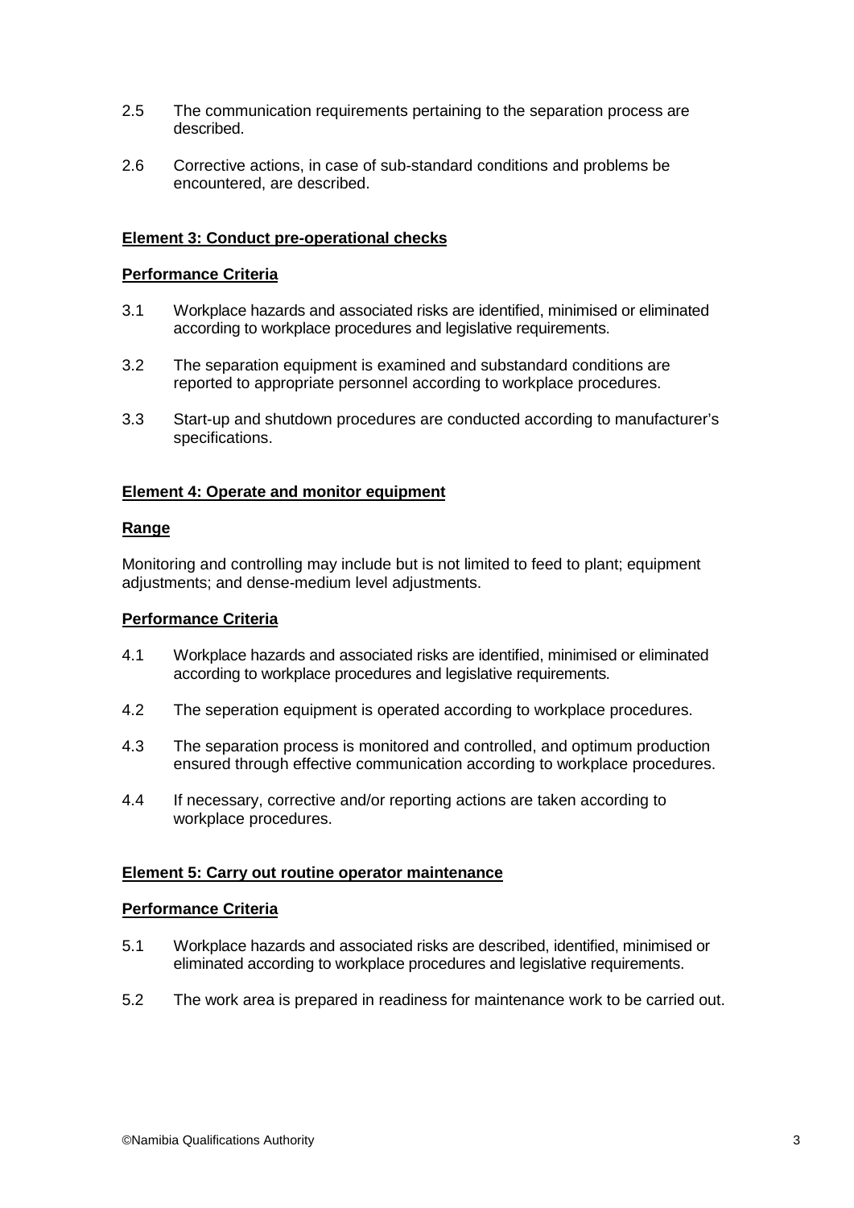2.5 The communication requirements pertaining to the separation process are described.

2.6 Corrective actions, in case of sub-standard conditions and problems be encountered, are described.

**Element 3: Conduct pre-operational checks**

**Performance Criteria**

3.1 Workplace hazards and associated risks are identified, minimised or eliminated according to workplace procedures and legislative requirements.

3.2 The separation equipment is examined and substandard conditions are reported to appropriate personnel according to workplace procedures.

3.3 Start-up and shutdown procedures are conducted according to manufacturer's specifications.

**Element 4: Operate and monitor equipment**

**Range**

Monitoring and controlling may include but is not limited to feed to plant; equipment adjustments; and dense-medium level adjustments.

**Performance Criteria**

4.1 Workplace hazards and associated risks are identified, minimised or eliminated according to workplace procedures and legislative requirements.

4.2 The seperation equipment is operated according to workplace procedures.

4.3 The separation process is monitored and controlled, and optimum production ensured through effective communication according to workplace procedures.

4.4 If necessary, corrective and/or reporting actions are taken according to workplace procedures.

**Element 5: Carry out routine operator maintenance**

**Performance Criteria**

5.1 Workplace hazards and associated risks are described, identified, minimised or eliminated according to workplace procedures and legislative requirements.

5.2 The work area is prepared in readiness for maintenance work to be carried out.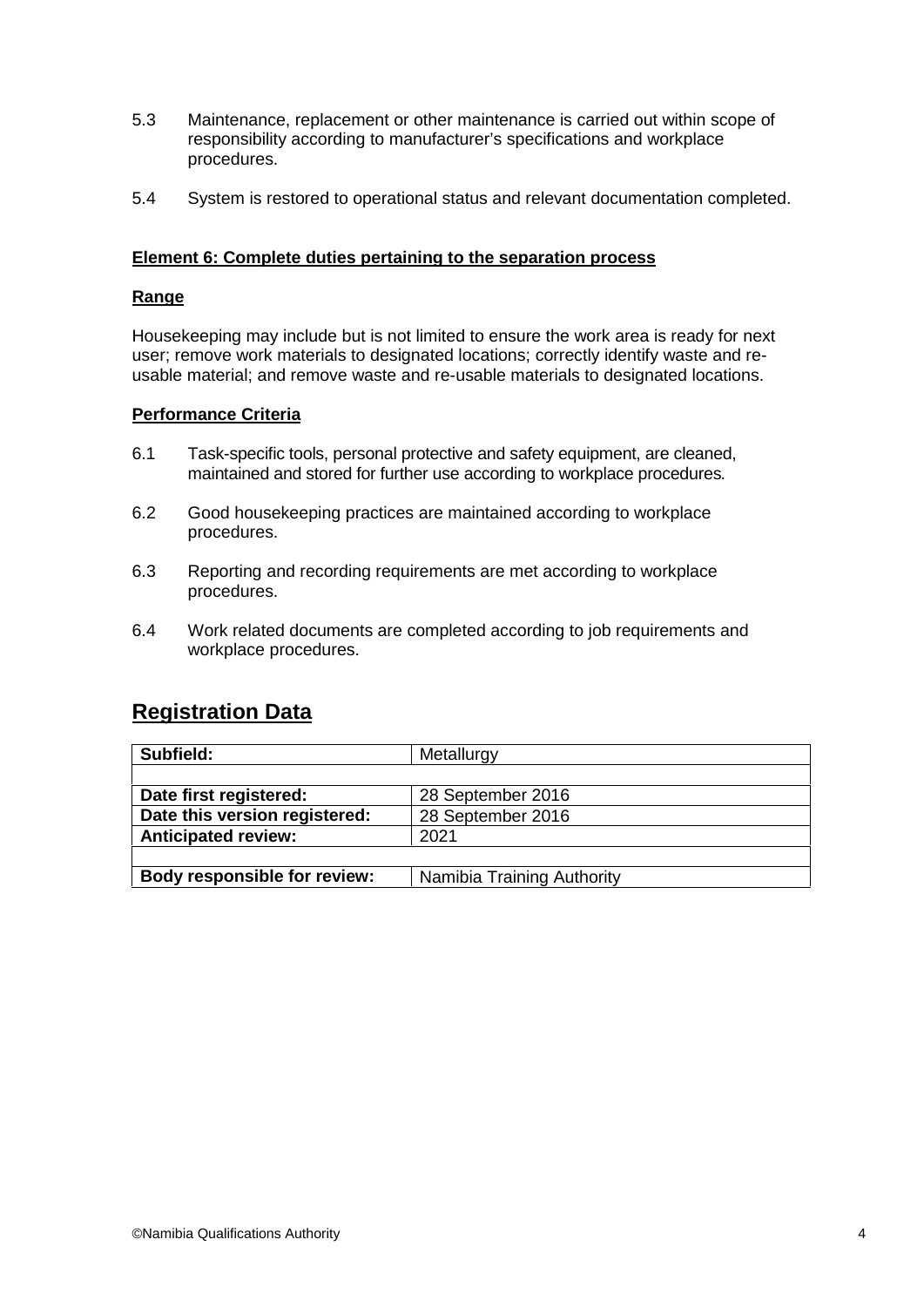5.3 Maintenance, replacement or other maintenance is carried out within scope of responsibility according to manufacturer's specifications and workplace procedures.

5.4 System is restored to operational status and relevant documentation completed.

**Element 6: Complete duties pertaining to the separation process**

**Range**

Housekeeping may include but is not limited to ensure the work area is ready for next user; remove work materials to designated locations; correctly identify waste and re-usable material; and remove waste and re-usable materials to designated locations.

**Performance Criteria**

6.1 Task-specific tools, personal protective and safety equipment, are cleaned, maintained and stored for further use according to workplace procedures.

6.2 Good housekeeping practices are maintained according to workplace procedures.

6.3 Reporting and recording requirements are met according to workplace procedures.

6.4 Work related documents are completed according to job requirements and workplace procedures.

## Registration Data

| | |
|---|---|
| **Subfield:** | Metallurgy |
| | |
| **Date first registered:** | 28 September 2016 |
| **Date this version registered:** | 28 September 2016 |
| **Anticipated review:** | 2021 |
| | |
| **Body responsible for review:** | Namibia Training Authority |